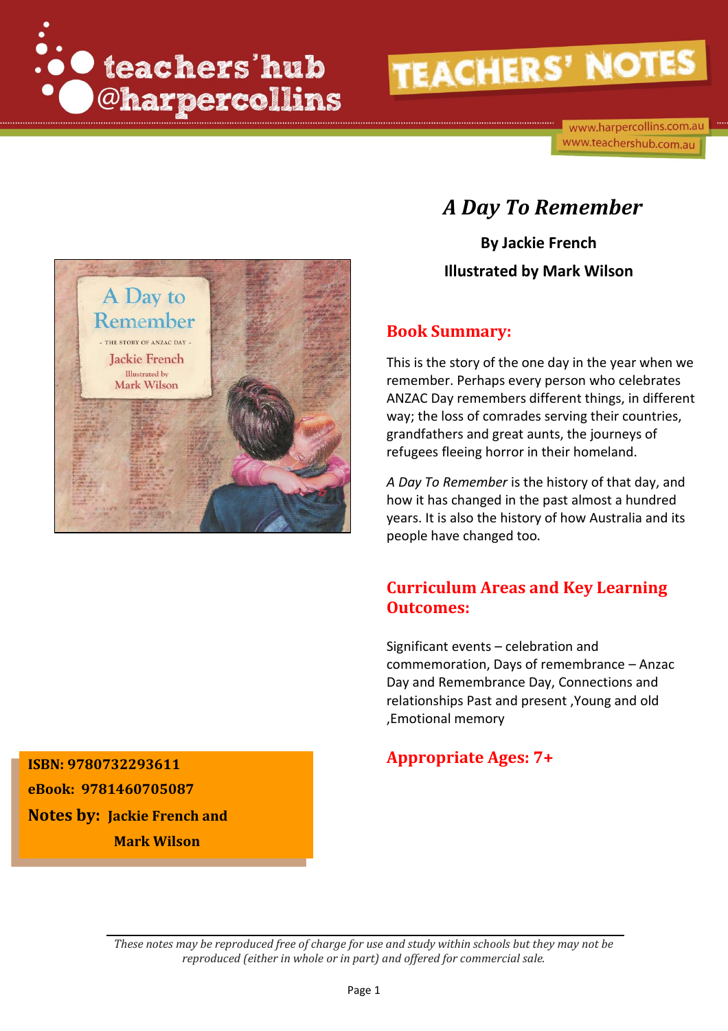# A Day To Remember

**By Jackie French**

**Illustrated by Mark Wilson**

## Book Summary:

This is the story of the one day in the year when we remember. Perhaps every person who celebrates ANZAC Day remembers different things, in different way; the loss of comrades serving their countries, grandfathers and great aunts, the journeys of refugees fleeing horror in their homeland.

*A Day To Remember* is the history of that day, and how it has changed in the past almost a hundred years. It is also the history of how Australia and its people have changed too.

## Curriculum Areas and Key Learning Outcomes:

Significant events – celebration and commemoration, Days of remembrance – Anzac Day and Remembrance Day, Connections and relationships Past and present ,Young and old ,Emotional memory

## Appropriate Ages: 7+

**ISBN: 9780732293611**

**eBook: 9781460705087**

**Notes by: Jackie French and Mark Wilson**

*These notes may be reproduced free of charge for use and study within schools but they may not be reproduced (either in whole or in part) and offered for commercial sale.*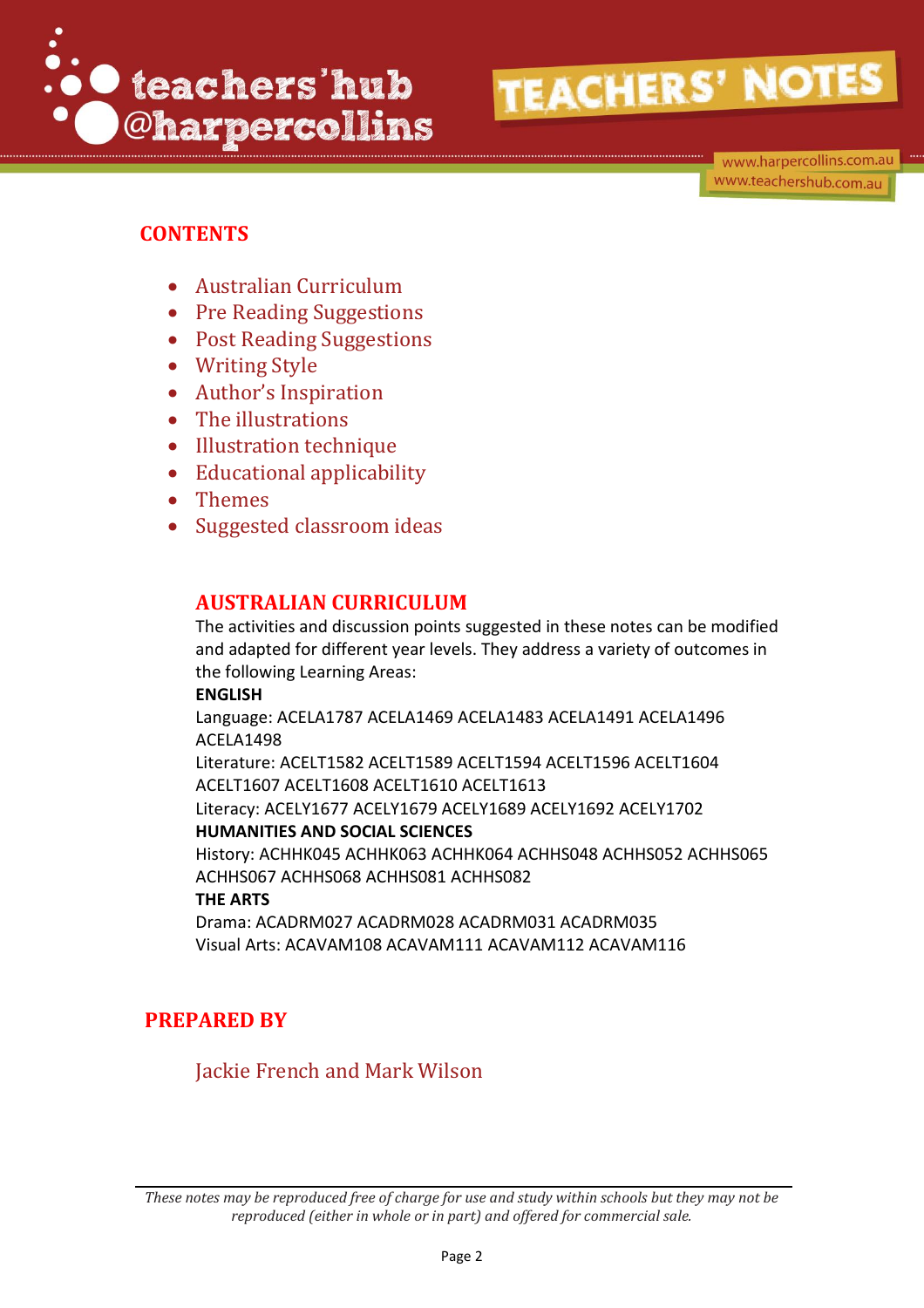## CONTENTS

- Australian Curriculum
- Pre Reading Suggestions
- Post Reading Suggestions
- Writing Style
- Author's Inspiration
- The illustrations
- Illustration technique
- Educational applicability
- Themes
- Suggested classroom ideas

## AUSTRALIAN CURRICULUM

The activities and discussion points suggested in these notes can be modified and adapted for different year levels. They address a variety of outcomes in the following Learning Areas:

**ENGLISH**

Language: ACELA1787 ACELA1469 ACELA1483 ACELA1491 ACELA1496 ACELA1498

Literature: ACELT1582 ACELT1589 ACELT1594 ACELT1596 ACELT1604 ACELT1607 ACELT1608 ACELT1610 ACELT1613

Literacy: ACELY1677 ACELY1679 ACELY1689 ACELY1692 ACELY1702

**HUMANITIES AND SOCIAL SCIENCES**

History: ACHHK045 ACHHK063 ACHHK064 ACHHS048 ACHHS052 ACHHS065 ACHHS067 ACHHS068 ACHHS081 ACHHS082

**THE ARTS**

Drama: ACADRM027 ACADRM028 ACADRM031 ACADRM035

Visual Arts: ACAVAM108 ACAVAM111 ACAVAM112 ACAVAM116

## PREPARED BY

Jackie French and Mark Wilson

*These notes may be reproduced free of charge for use and study within schools but they may not be reproduced (either in whole or in part) and offered for commercial sale.*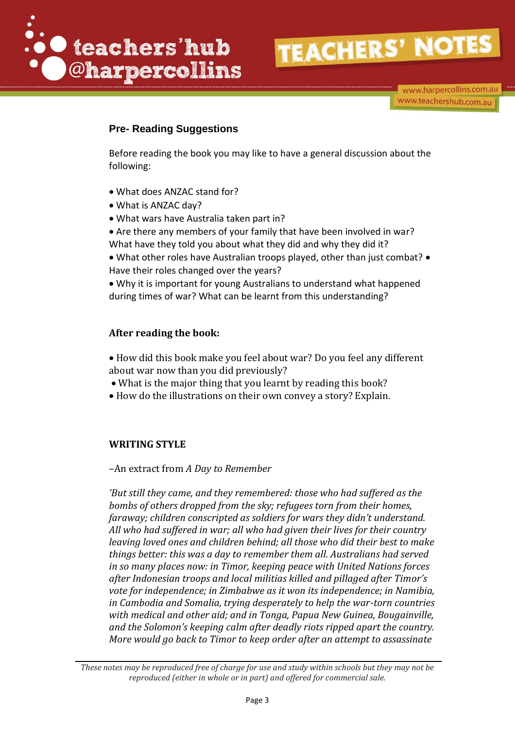## Pre- Reading Suggestions

Before reading the book you may like to have a general discussion about the following:

- What does ANZAC stand for?
- What is ANZAC day?
- What wars have Australia taken part in?
- Are there any members of your family that have been involved in war? What have they told you about what they did and why they did it?
- What other roles have Australian troops played, other than just combat?
- Have their roles changed over the years?
- Why it is important for young Australians to understand what happened during times of war? What can be learnt from this understanding?

### After reading the book:

- How did this book make you feel about war? Do you feel any different about war now than you did previously?
- What is the major thing that you learnt by reading this book?
- How do the illustrations on their own convey a story? Explain.

### WRITING STYLE

–An extract from *A Day to Remember*

*'But still they came, and they remembered: those who had suffered as the bombs of others dropped from the sky; refugees torn from their homes, faraway; children conscripted as soldiers for wars they didn't understand. All who had suffered in war; all who had given their lives for their country leaving loved ones and children behind; all those who did their best to make things better: this was a day to remember them all. Australians had served in so many places now: in Timor, keeping peace with United Nations forces after Indonesian troops and local militias killed and pillaged after Timor's vote for independence; in Zimbabwe as it won its independence; in Namibia, in Cambodia and Somalia, trying desperately to help the war-torn countries with medical and other aid; and in Tonga, Papua New Guinea, Bougainville, and the Solomon's keeping calm after deadly riots ripped apart the country. More would go back to Timor to keep order after an attempt to assassinate*

*These notes may be reproduced free of charge for use and study within schools but they may not be reproduced (either in whole or in part) and offered for commercial sale.*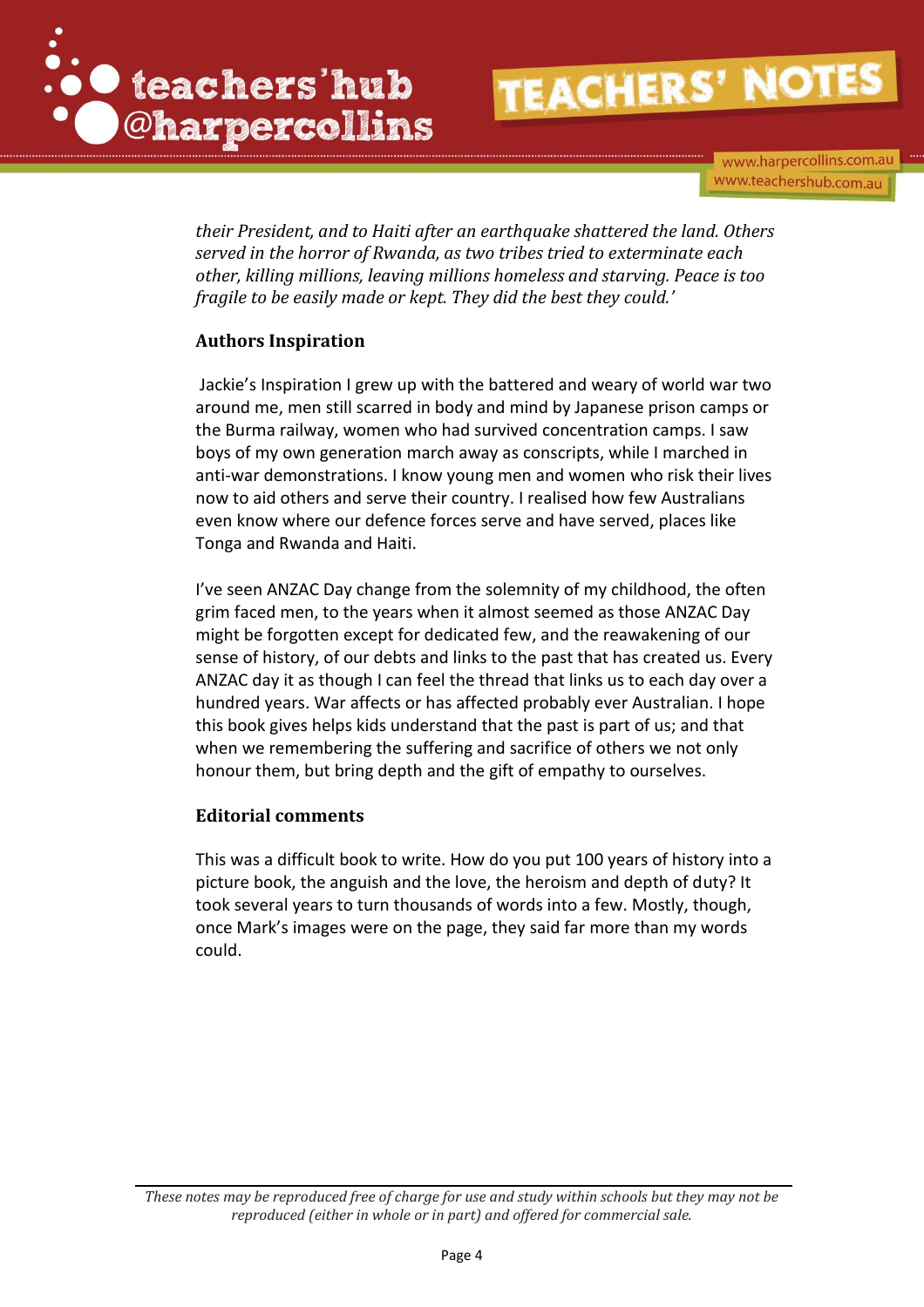*their President, and to Haiti after an earthquake shattered the land. Others served in the horror of Rwanda, as two tribes tried to exterminate each other, killing millions, leaving millions homeless and starving. Peace is too fragile to be easily made or kept. They did the best they could.'*

## Authors Inspiration

Jackie's Inspiration I grew up with the battered and weary of world war two around me, men still scarred in body and mind by Japanese prison camps or the Burma railway, women who had survived concentration camps. I saw boys of my own generation march away as conscripts, while I marched in anti-war demonstrations. I know young men and women who risk their lives now to aid others and serve their country. I realised how few Australians even know where our defence forces serve and have served, places like Tonga and Rwanda and Haiti.

I've seen ANZAC Day change from the solemnity of my childhood, the often grim faced men, to the years when it almost seemed as those ANZAC Day might be forgotten except for dedicated few, and the reawakening of our sense of history, of our debts and links to the past that has created us. Every ANZAC day it as though I can feel the thread that links us to each day over a hundred years. War affects or has affected probably ever Australian. I hope this book gives helps kids understand that the past is part of us; and that when we remembering the suffering and sacrifice of others we not only honour them, but bring depth and the gift of empathy to ourselves.

## Editorial comments

This was a difficult book to write. How do you put 100 years of history into a picture book, the anguish and the love, the heroism and depth of duty? It took several years to turn thousands of words into a few. Mostly, though, once Mark's images were on the page, they said far more than my words could.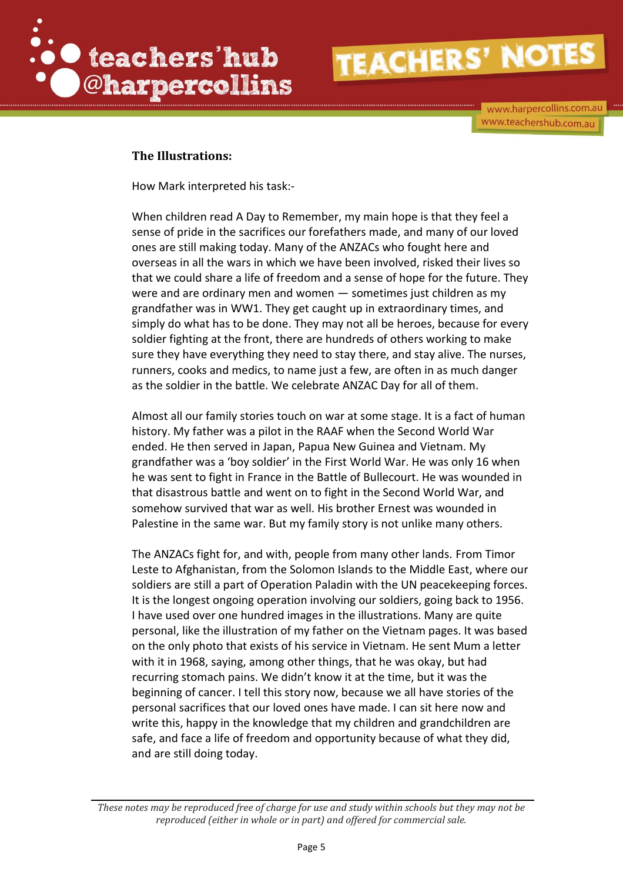**The Illustrations:**

How Mark interpreted his task:-

When children read A Day to Remember, my main hope is that they feel a sense of pride in the sacrifices our forefathers made, and many of our loved ones are still making today. Many of the ANZACs who fought here and overseas in all the wars in which we have been involved, risked their lives so that we could share a life of freedom and a sense of hope for the future. They were and are ordinary men and women — sometimes just children as my grandfather was in WW1. They get caught up in extraordinary times, and simply do what has to be done. They may not all be heroes, because for every soldier fighting at the front, there are hundreds of others working to make sure they have everything they need to stay there, and stay alive. The nurses, runners, cooks and medics, to name just a few, are often in as much danger as the soldier in the battle. We celebrate ANZAC Day for all of them.

Almost all our family stories touch on war at some stage. It is a fact of human history. My father was a pilot in the RAAF when the Second World War ended. He then served in Japan, Papua New Guinea and Vietnam. My grandfather was a 'boy soldier' in the First World War. He was only 16 when he was sent to fight in France in the Battle of Bullecourt. He was wounded in that disastrous battle and went on to fight in the Second World War, and somehow survived that war as well. His brother Ernest was wounded in Palestine in the same war. But my family story is not unlike many others.

The ANZACs fight for, and with, people from many other lands. From Timor Leste to Afghanistan, from the Solomon Islands to the Middle East, where our soldiers are still a part of Operation Paladin with the UN peacekeeping forces. It is the longest ongoing operation involving our soldiers, going back to 1956. I have used over one hundred images in the illustrations. Many are quite personal, like the illustration of my father on the Vietnam pages. It was based on the only photo that exists of his service in Vietnam. He sent Mum a letter with it in 1968, saying, among other things, that he was okay, but had recurring stomach pains. We didn't know it at the time, but it was the beginning of cancer. I tell this story now, because we all have stories of the personal sacrifices that our loved ones have made. I can sit here now and write this, happy in the knowledge that my children and grandchildren are safe, and face a life of freedom and opportunity because of what they did, and are still doing today.

*These notes may be reproduced free of charge for use and study within schools but they may not be reproduced (either in whole or in part) and offered for commercial sale.*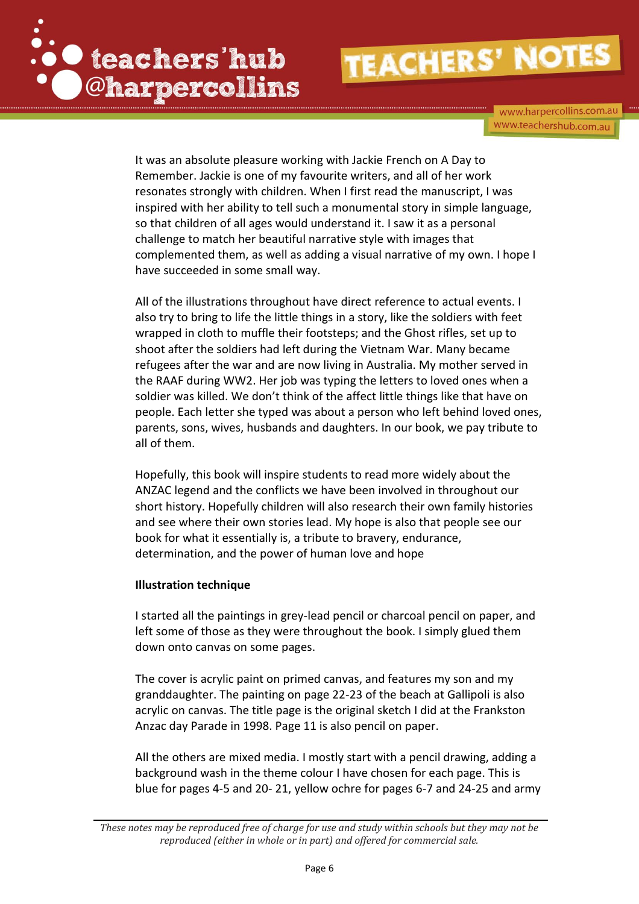It was an absolute pleasure working with Jackie French on A Day to Remember. Jackie is one of my favourite writers, and all of her work resonates strongly with children. When I first read the manuscript, I was inspired with her ability to tell such a monumental story in simple language, so that children of all ages would understand it. I saw it as a personal challenge to match her beautiful narrative style with images that complemented them, as well as adding a visual narrative of my own. I hope I have succeeded in some small way.

All of the illustrations throughout have direct reference to actual events. I also try to bring to life the little things in a story, like the soldiers with feet wrapped in cloth to muffle their footsteps; and the Ghost rifles, set up to shoot after the soldiers had left during the Vietnam War. Many became refugees after the war and are now living in Australia. My mother served in the RAAF during WW2. Her job was typing the letters to loved ones when a soldier was killed. We don't think of the affect little things like that have on people. Each letter she typed was about a person who left behind loved ones, parents, sons, wives, husbands and daughters. In our book, we pay tribute to all of them.

Hopefully, this book will inspire students to read more widely about the ANZAC legend and the conflicts we have been involved in throughout our short history. Hopefully children will also research their own family histories and see where their own stories lead. My hope is also that people see our book for what it essentially is, a tribute to bravery, endurance, determination, and the power of human love and hope

**Illustration technique**

I started all the paintings in grey-lead pencil or charcoal pencil on paper, and left some of those as they were throughout the book. I simply glued them down onto canvas on some pages.

The cover is acrylic paint on primed canvas, and features my son and my granddaughter. The painting on page 22-23 of the beach at Gallipoli is also acrylic on canvas. The title page is the original sketch I did at the Frankston Anzac day Parade in 1998. Page 11 is also pencil on paper.

All the others are mixed media. I mostly start with a pencil drawing, adding a background wash in the theme colour I have chosen for each page. This is blue for pages 4-5 and 20- 21, yellow ochre for pages 6-7 and 24-25 and army

*These notes may be reproduced free of charge for use and study within schools but they may not be reproduced (either in whole or in part) and offered for commercial sale.*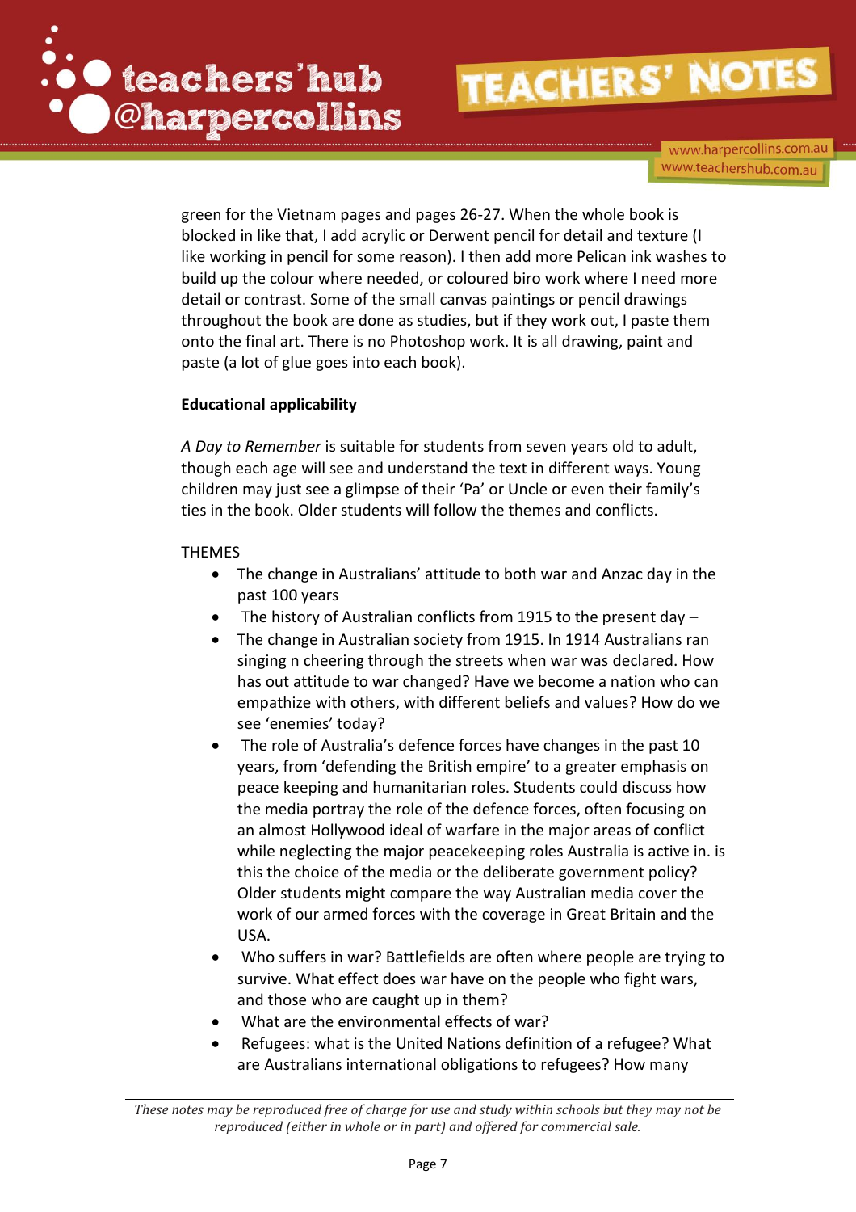green for the Vietnam pages and pages 26-27. When the whole book is blocked in like that, I add acrylic or Derwent pencil for detail and texture (I like working in pencil for some reason). I then add more Pelican ink washes to build up the colour where needed, or coloured biro work where I need more detail or contrast. Some of the small canvas paintings or pencil drawings throughout the book are done as studies, but if they work out, I paste them onto the final art. There is no Photoshop work. It is all drawing, paint and paste (a lot of glue goes into each book).

**Educational applicability**

*A Day to Remember* is suitable for students from seven years old to adult, though each age will see and understand the text in different ways. Young children may just see a glimpse of their 'Pa' or Uncle or even their family's ties in the book. Older students will follow the themes and conflicts.

THEMES

- The change in Australians' attitude to both war and Anzac day in the past 100 years
- The history of Australian conflicts from 1915 to the present day –
- The change in Australian society from 1915. In 1914 Australians ran singing n cheering through the streets when war was declared. How has out attitude to war changed? Have we become a nation who can empathize with others, with different beliefs and values? How do we see 'enemies' today?
- The role of Australia's defence forces have changes in the past 10 years, from 'defending the British empire' to a greater emphasis on peace keeping and humanitarian roles. Students could discuss how the media portray the role of the defence forces, often focusing on an almost Hollywood ideal of warfare in the major areas of conflict while neglecting the major peacekeeping roles Australia is active in. is this the choice of the media or the deliberate government policy? Older students might compare the way Australian media cover the work of our armed forces with the coverage in Great Britain and the USA.
- Who suffers in war? Battlefields are often where people are trying to survive. What effect does war have on the people who fight wars, and those who are caught up in them?
- What are the environmental effects of war?
- Refugees: what is the United Nations definition of a refugee? What are Australians international obligations to refugees? How many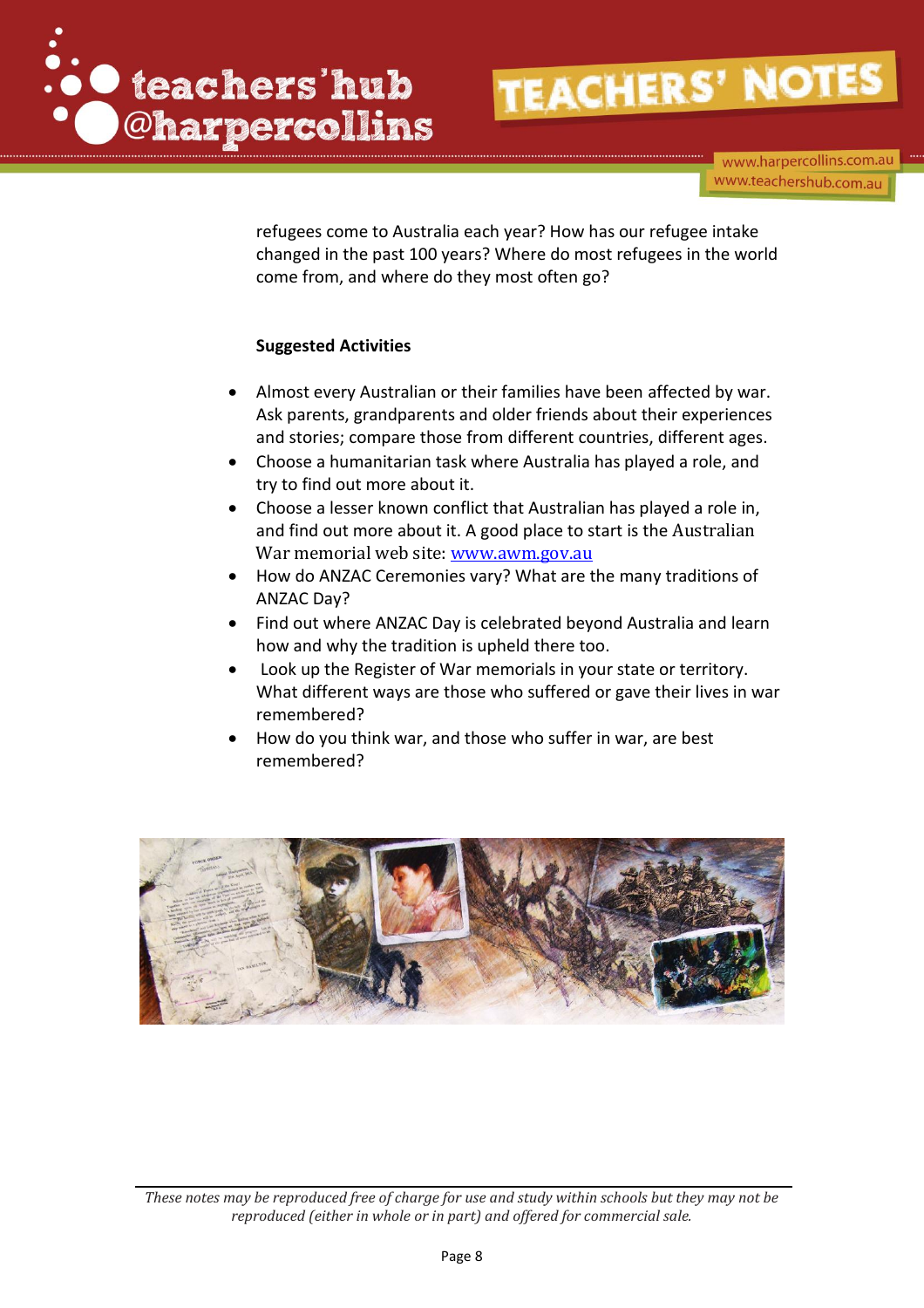refugees come to Australia each year? How has our refugee intake changed in the past 100 years? Where do most refugees in the world come from, and where do they most often go?

**Suggested Activities**

- Almost every Australian or their families have been affected by war. Ask parents, grandparents and older friends about their experiences and stories; compare those from different countries, different ages.
- Choose a humanitarian task where Australia has played a role, and try to find out more about it.
- Choose a lesser known conflict that Australian has played a role in, and find out more about it. A good place to start is the Australian War memorial web site: [www.awm.gov.au](http://www.awm.gov.au)
- How do ANZAC Ceremonies vary? What are the many traditions of ANZAC Day?
- Find out where ANZAC Day is celebrated beyond Australia and learn how and why the tradition is upheld there too.
- Look up the Register of War memorials in your state or territory. What different ways are those who suffered or gave their lives in war remembered?
- How do you think war, and those who suffer in war, are best remembered?

*These notes may be reproduced free of charge for use and study within schools but they may not be reproduced (either in whole or in part) and offered for commercial sale.*